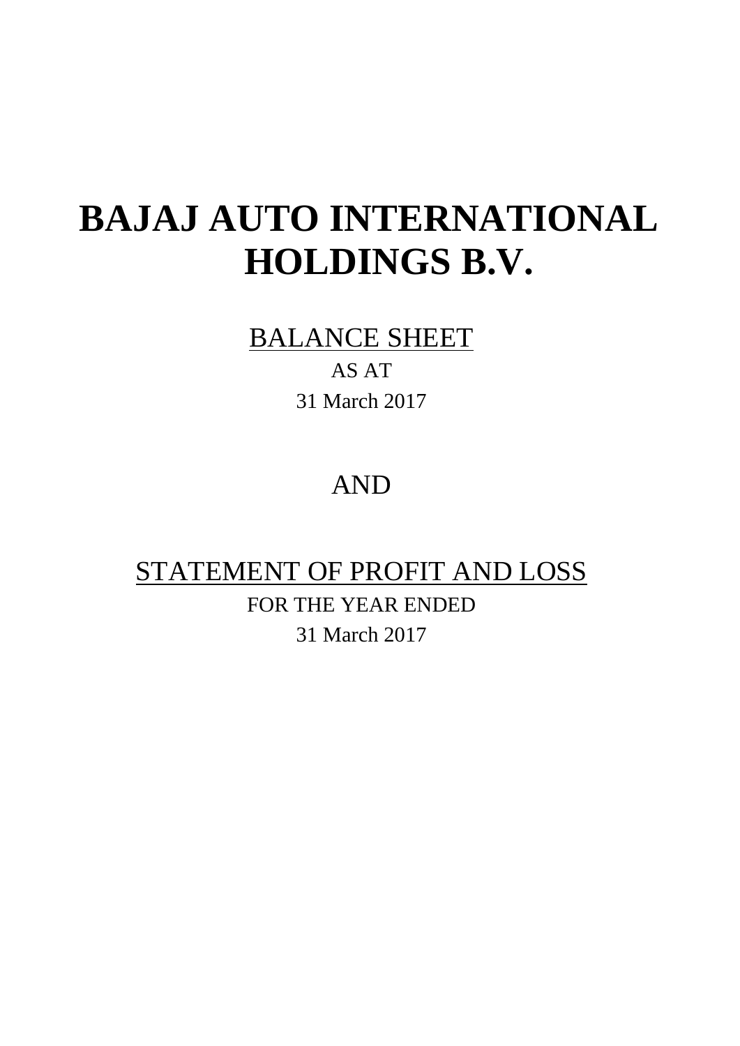# BAJAJ AUTO INTERNATIONAL HOLDINGS B.V.

## BALANCE SHEET

AS AT

31 March 2017

AND

## STATEMENT OF PROFIT AND LOSS

FOR THE YEAR ENDED

31 March 2017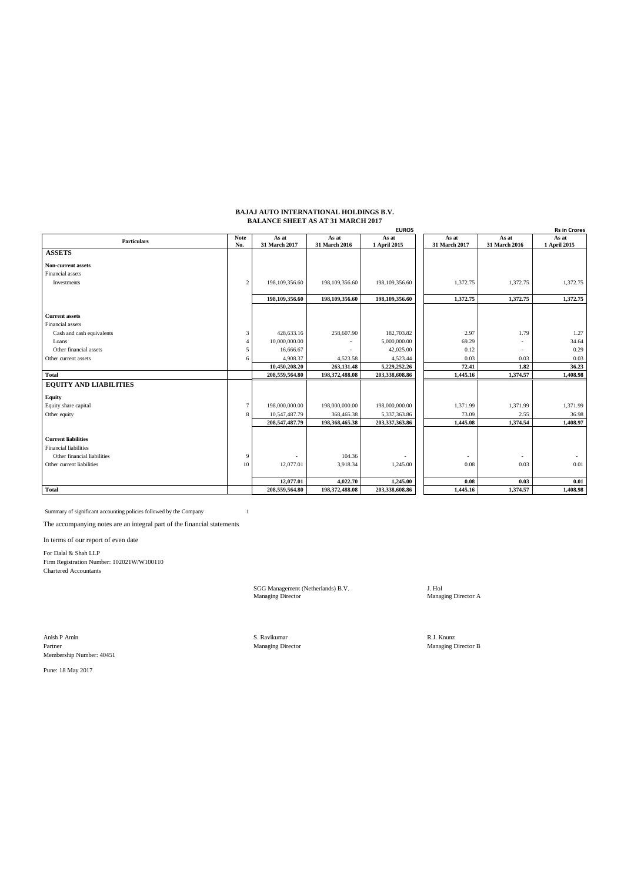# BAJAJ AUTO INTERNATIONAL HOLDINGS B.V.

## BALANCE SHEET AS AT 31 MARCH 2017

| Particulars | Note No. | EUROS | | | Rs in Crores | | |
|---|---|---|---|---|---|---|---|
| | | As at 31 March 2017 | As at 31 March 2016 | As at 1 April 2015 | As at 31 March 2017 | As at 31 March 2016 | As at 1 April 2015 |
| **ASSETS** | | | | | | | |
| **Non-current assets** | | | | | | | |
| Financial assets | | | | | | | |
| Investments | 2 | 198,109,356.60 | 198,109,356.60 | 198,109,356.60 | 1,372.75 | 1,372.75 | 1,372.75 |
| | | **198,109,356.60** | **198,109,356.60** | **198,109,356.60** | **1,372.75** | **1,372.75** | **1,372.75** |
| **Current assets** | | | | | | | |
| Financial assets | | | | | | | |
| Cash and cash equivalents | 3 | 428,633.16 | 258,607.90 | 182,703.82 | 2.97 | 1.79 | 1.27 |
| Loans | 4 | 10,000,000.00 | - | 5,000,000.00 | 69.29 | - | 34.64 |
| Other financial assets | 5 | 16,666.67 | - | 42,025.00 | 0.12 | - | 0.29 |
| Other current assets | 6 | 4,908.37 | 4,523.58 | 4,523.44 | 0.03 | 0.03 | 0.03 |
| | | **10,450,208.20** | **263,131.48** | **5,229,252.26** | **72.41** | **1.82** | **36.23** |
| **Total** | | **208,559,564.80** | **198,372,488.08** | **203,338,608.86** | **1,445.16** | **1,374.57** | **1,408.98** |
| **EQUITY AND LIABILITIES** | | | | | | | |
| **Equity** | | | | | | | |
| Equity share capital | 7 | 198,000,000.00 | 198,000,000.00 | 198,000,000.00 | 1,371.99 | 1,371.99 | 1,371.99 |
| Other equity | 8 | 10,547,487.79 | 368,465.38 | 5,337,363.86 | 73.09 | 2.55 | 36.98 |
| | | **208,547,487.79** | **198,368,465.38** | **203,337,363.86** | **1,445.08** | **1,374.54** | **1,408.97** |
| **Current liabilities** | | | | | | | |
| Financial liabilities | | | | | | | |
| Other financial liabilities | 9 | - | 104.36 | - | - | - | - |
| Other current liabilities | 10 | 12,077.01 | 3,918.34 | 1,245.00 | 0.08 | 0.03 | 0.01 |
| | | **12,077.01** | **4,022.70** | **1,245.00** | **0.08** | **0.03** | **0.01** |
| **Total** | | **208,559,564.80** | **198,372,488.08** | **203,338,608.86** | **1,445.16** | **1,374.57** | **1,408.98** |

Summary of significant accounting policies followed by the Company 1

The accompanying notes are an integral part of the financial statements

In terms of our report of even date

For Dalal & Shah LLP
Firm Registration Number: 102021W/W100110
Chartered Accountants

SGG Management (Netherlands) B.V.
Managing Director

J. Hol
Managing Director A

Anish P Amin
Partner
Membership Number: 40451

S. Ravikumar
Managing Director

R.J. Knunz
Managing Director B

Pune: 18 May 2017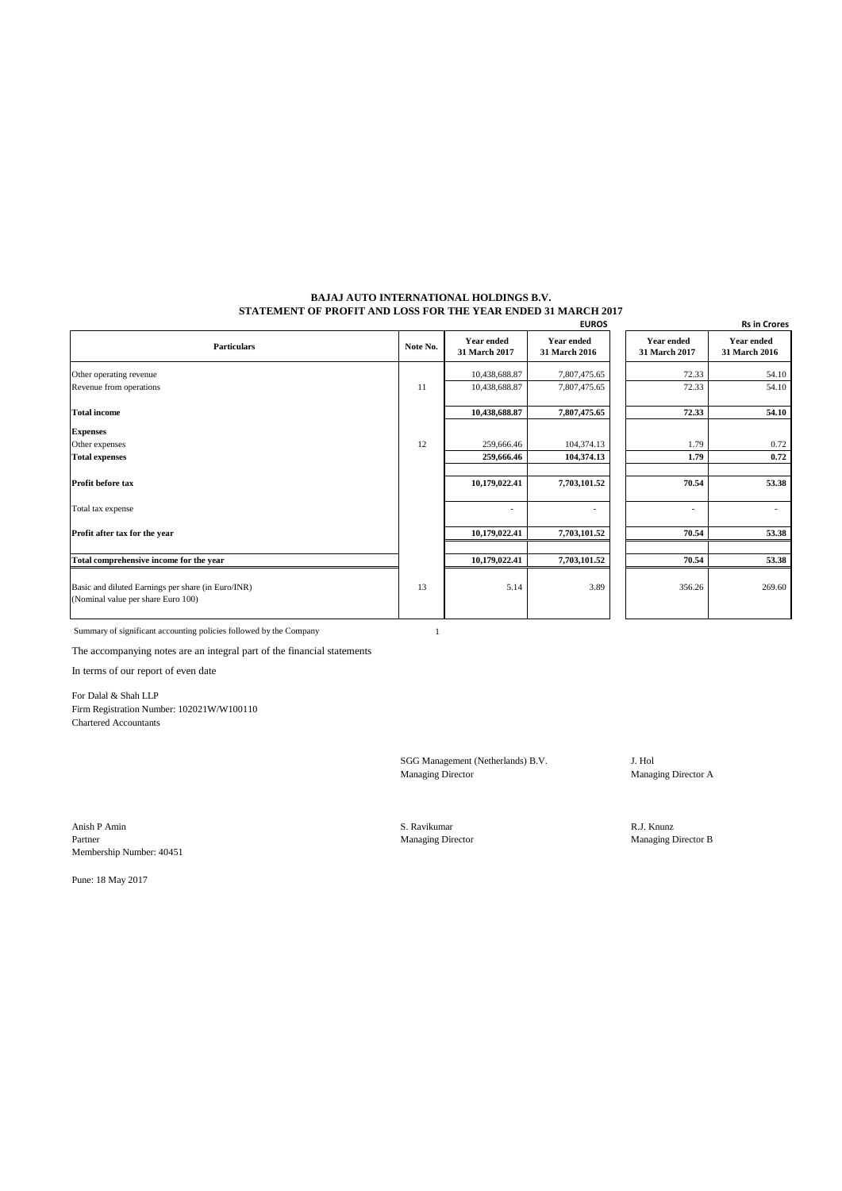# BAJAJ AUTO INTERNATIONAL HOLDINGS B.V.

## STATEMENT OF PROFIT AND LOSS FOR THE YEAR ENDED 31 MARCH 2017

| Particulars | Note No. | EUROS | | Rs in Crores | |
|---|---|---|---|---|---|
| | | Year ended 31 March 2017 | Year ended 31 March 2016 | Year ended 31 March 2017 | Year ended 31 March 2016 |
| Other operating revenue | | 10,438,688.87 | 7,807,475.65 | 72.33 | 54.10 |
| Revenue from operations | 11 | 10,438,688.87 | 7,807,475.65 | 72.33 | 54.10 |
| **Total income** | | **10,438,688.87** | **7,807,475.65** | **72.33** | **54.10** |
| **Expenses** | | | | | |
| Other expenses | 12 | 259,666.46 | 104,374.13 | 1.79 | 0.72 |
| **Total expenses** | | **259,666.46** | **104,374.13** | **1.79** | **0.72** |
| **Profit before tax** | | **10,179,022.41** | **7,703,101.52** | **70.54** | **53.38** |
| Total tax expense | | - | - | - | - |
| **Profit after tax for the year** | | **10,179,022.41** | **7,703,101.52** | **70.54** | **53.38** |
| **Total comprehensive income for the year** | | **10,179,022.41** | **7,703,101.52** | **70.54** | **53.38** |
| Basic and diluted Earnings per share (in Euro/INR) (Nominal value per share Euro 100) | 13 | 5.14 | 3.89 | 356.26 | 269.60 |

Summary of significant accounting policies followed by the Company 1

The accompanying notes are an integral part of the financial statements

In terms of our report of even date

For Dalal & Shah LLP
Firm Registration Number: 102021W/W100110
Chartered Accountants

SGG Management (Netherlands) B.V.
Managing Director

J. Hol
Managing Director A

Anish P Amin
Partner
Membership Number: 40451

S. Ravikumar
Managing Director

R.J. Knunz
Managing Director B

Pune: 18 May 2017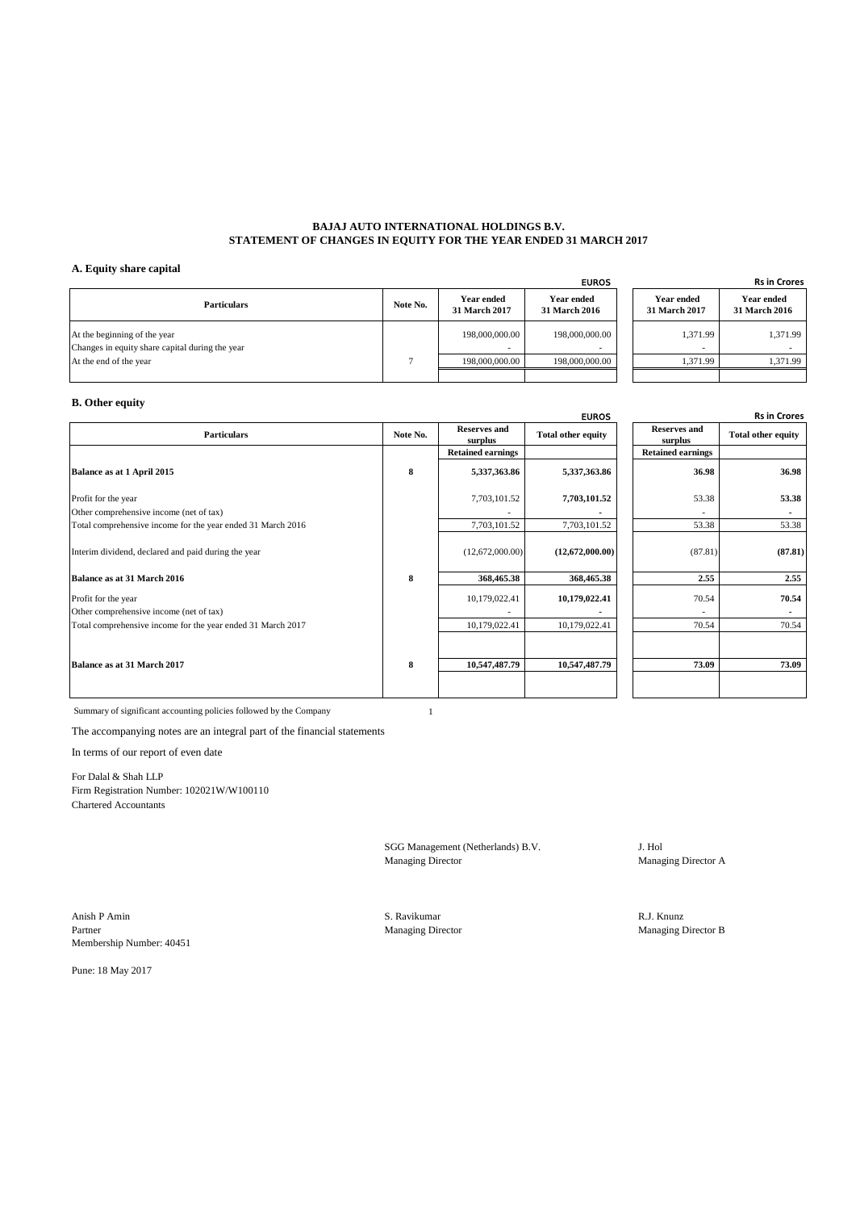**BAJAJ AUTO INTERNATIONAL HOLDINGS B.V.**
**STATEMENT OF CHANGES IN EQUITY FOR THE YEAR ENDED 31 MARCH 2017**

### A. Equity share capital

| Particulars | Note No. | EUROS | | Rs in Crores | |
|---|---|---|---|---|---|
| | | Year ended 31 March 2017 | Year ended 31 March 2016 | Year ended 31 March 2017 | Year ended 31 March 2016 |
| At the beginning of the year | | 198,000,000.00 | 198,000,000.00 | 1,371.99 | 1,371.99 |
| Changes in equity share capital during the year | | - | - | - | - |
| At the end of the year | 7 | 198,000,000.00 | 198,000,000.00 | 1,371.99 | 1,371.99 |

### B. Other equity

| Particulars | Note No. | EUROS | | Rs in Crores | |
|---|---|---|---|---|---|
| | | Reserves and surplus | Total other equity | Reserves and surplus | Total other equity |
| | | Retained earnings | | Retained earnings | |
| **Balance as at 1 April 2015** | **8** | **5,337,363.86** | **5,337,363.86** | **36.98** | **36.98** |
| Profit for the year | | 7,703,101.52 | **7,703,101.52** | 53.38 | **53.38** |
| Other comprehensive income (net of tax) | | - | - | - | - |
| Total comprehensive income for the year ended 31 March 2016 | | 7,703,101.52 | 7,703,101.52 | 53.38 | 53.38 |
| Interim dividend, declared and paid during the year | | (12,672,000.00) | **(12,672,000.00)** | (87.81) | **(87.81)** |
| **Balance as at 31 March 2016** | **8** | **368,465.38** | **368,465.38** | **2.55** | **2.55** |
| Profit for the year | | 10,179,022.41 | **10,179,022.41** | 70.54 | **70.54** |
| Other comprehensive income (net of tax) | | - | - | - | - |
| Total comprehensive income for the year ended 31 March 2017 | | 10,179,022.41 | 10,179,022.41 | 70.54 | 70.54 |
| **Balance as at 31 March 2017** | **8** | **10,547,487.79** | **10,547,487.79** | **73.09** | **73.09** |

Summary of significant accounting policies followed by the Company 1

The accompanying notes are an integral part of the financial statements

In terms of our report of even date

For Dalal & Shah LLP
Firm Registration Number: 102021W/W100110
Chartered Accountants

SGG Management (Netherlands) B.V.
Managing Director

J. Hol
Managing Director A

Anish P Amin
Partner
Membership Number: 40451

S. Ravikumar
Managing Director

R.J. Knunz
Managing Director B

Pune: 18 May 2017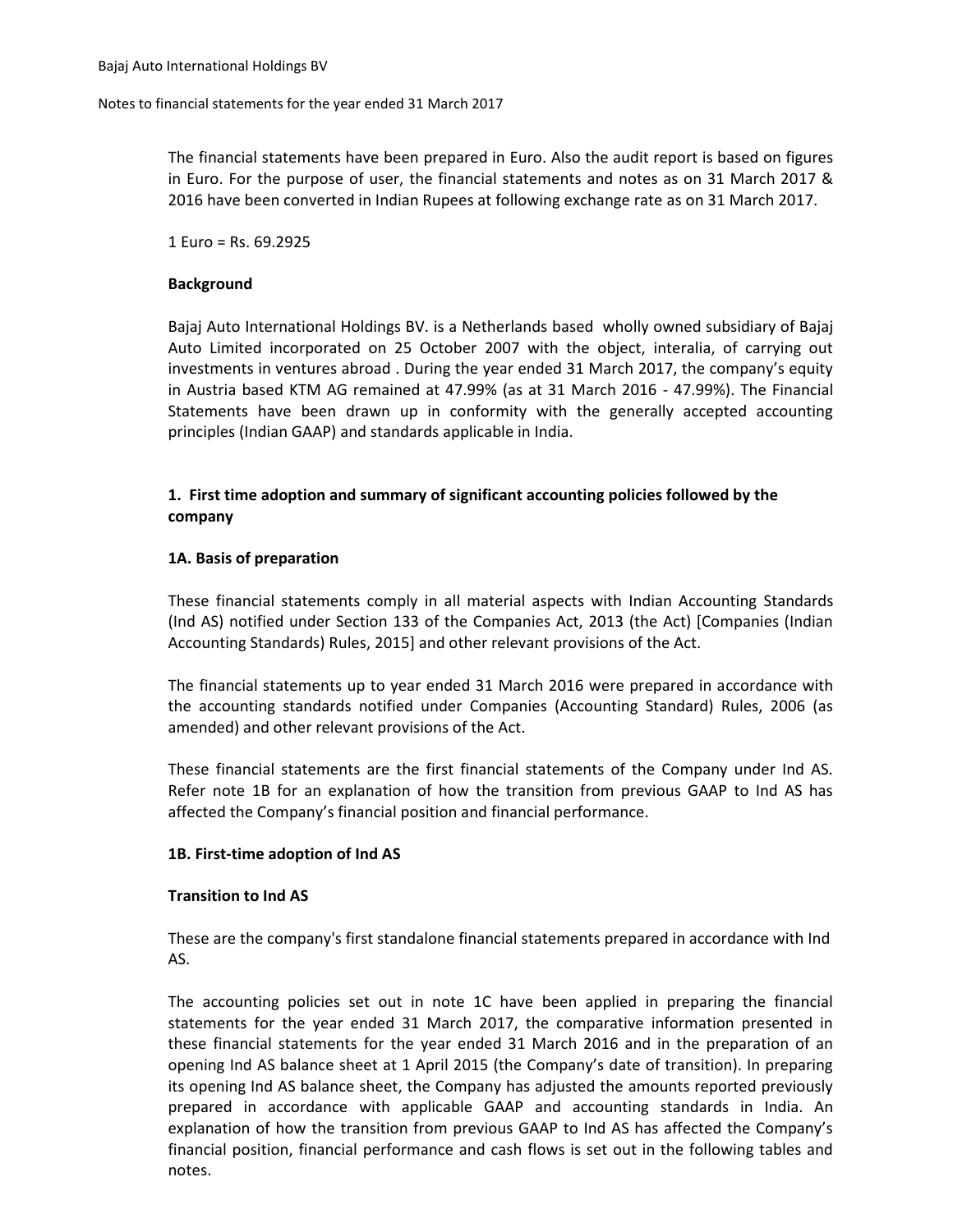The financial statements have been prepared in Euro. Also the audit report is based on figures in Euro. For the purpose of user, the financial statements and notes as on 31 March 2017 & 2016 have been converted in Indian Rupees at following exchange rate as on 31 March 2017.

1 Euro = Rs. 69.2925

**Background**

Bajaj Auto International Holdings BV. is a Netherlands based wholly owned subsidiary of Bajaj Auto Limited incorporated on 25 October 2007 with the object, interalia, of carrying out investments in ventures abroad . During the year ended 31 March 2017, the company's equity in Austria based KTM AG remained at 47.99% (as at 31 March 2016 - 47.99%). The Financial Statements have been drawn up in conformity with the generally accepted accounting principles (Indian GAAP) and standards applicable in India.

## 1. First time adoption and summary of significant accounting policies followed by the company

### 1A. Basis of preparation

These financial statements comply in all material aspects with Indian Accounting Standards (Ind AS) notified under Section 133 of the Companies Act, 2013 (the Act) [Companies (Indian Accounting Standards) Rules, 2015] and other relevant provisions of the Act.

The financial statements up to year ended 31 March 2016 were prepared in accordance with the accounting standards notified under Companies (Accounting Standard) Rules, 2006 (as amended) and other relevant provisions of the Act.

These financial statements are the first financial statements of the Company under Ind AS. Refer note 1B for an explanation of how the transition from previous GAAP to Ind AS has affected the Company's financial position and financial performance.

### 1B. First-time adoption of Ind AS

**Transition to Ind AS**

These are the company's first standalone financial statements prepared in accordance with Ind AS.

The accounting policies set out in note 1C have been applied in preparing the financial statements for the year ended 31 March 2017, the comparative information presented in these financial statements for the year ended 31 March 2016 and in the preparation of an opening Ind AS balance sheet at 1 April 2015 (the Company's date of transition). In preparing its opening Ind AS balance sheet, the Company has adjusted the amounts reported previously prepared in accordance with applicable GAAP and accounting standards in India. An explanation of how the transition from previous GAAP to Ind AS has affected the Company's financial position, financial performance and cash flows is set out in the following tables and notes.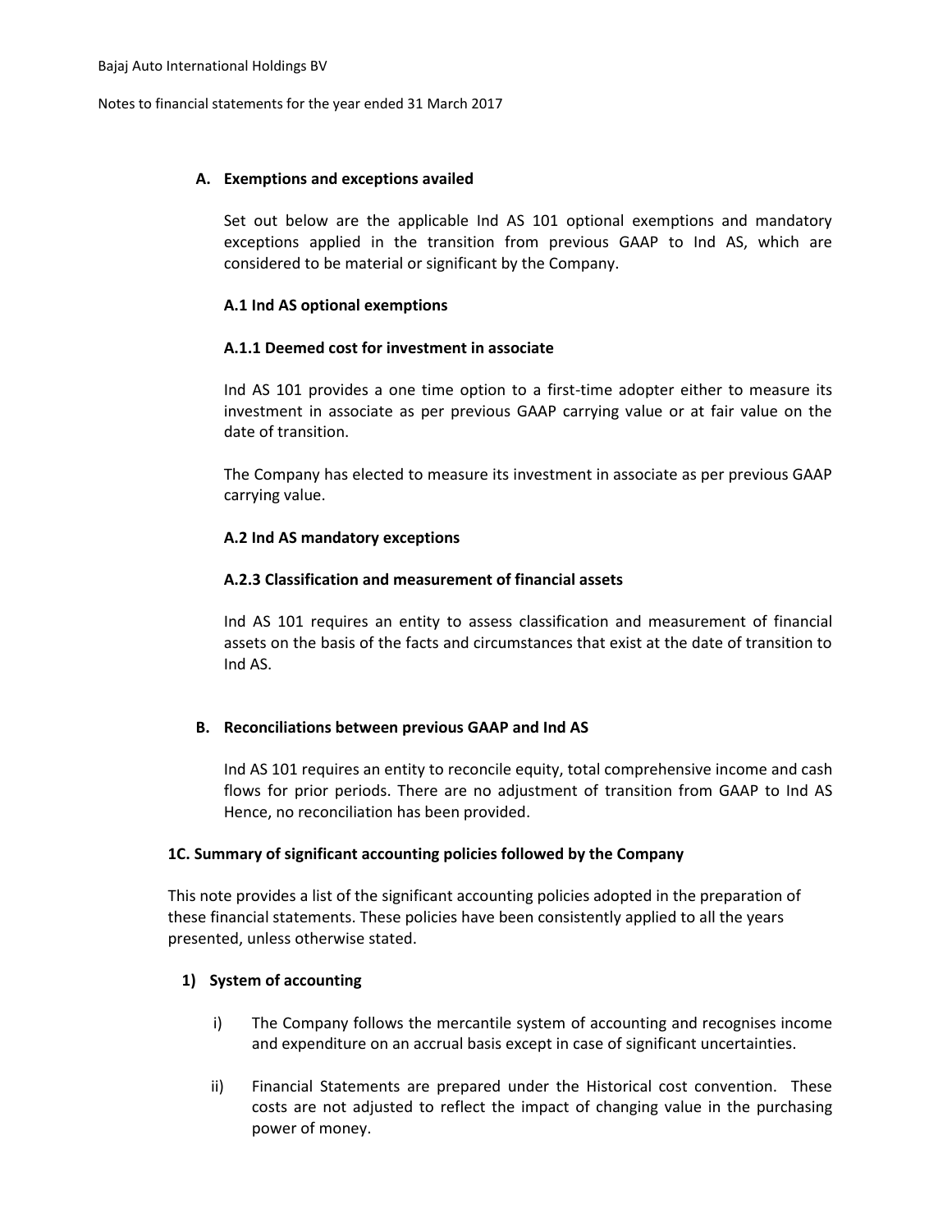### A. Exemptions and exceptions availed

Set out below are the applicable Ind AS 101 optional exemptions and mandatory exceptions applied in the transition from previous GAAP to Ind AS, which are considered to be material or significant by the Company.

#### A.1 Ind AS optional exemptions

##### A.1.1 Deemed cost for investment in associate

Ind AS 101 provides a one time option to a first-time adopter either to measure its investment in associate as per previous GAAP carrying value or at fair value on the date of transition.

The Company has elected to measure its investment in associate as per previous GAAP carrying value.

#### A.2 Ind AS mandatory exceptions

##### A.2.3 Classification and measurement of financial assets

Ind AS 101 requires an entity to assess classification and measurement of financial assets on the basis of the facts and circumstances that exist at the date of transition to Ind AS.

### B. Reconciliations between previous GAAP and Ind AS

Ind AS 101 requires an entity to reconcile equity, total comprehensive income and cash flows for prior periods. There are no adjustment of transition from GAAP to Ind AS Hence, no reconciliation has been provided.

## 1C. Summary of significant accounting policies followed by the Company

This note provides a list of the significant accounting policies adopted in the preparation of these financial statements. These policies have been consistently applied to all the years presented, unless otherwise stated.

### 1) System of accounting

i) The Company follows the mercantile system of accounting and recognises income and expenditure on an accrual basis except in case of significant uncertainties.

ii) Financial Statements are prepared under the Historical cost convention. These costs are not adjusted to reflect the impact of changing value in the purchasing power of money.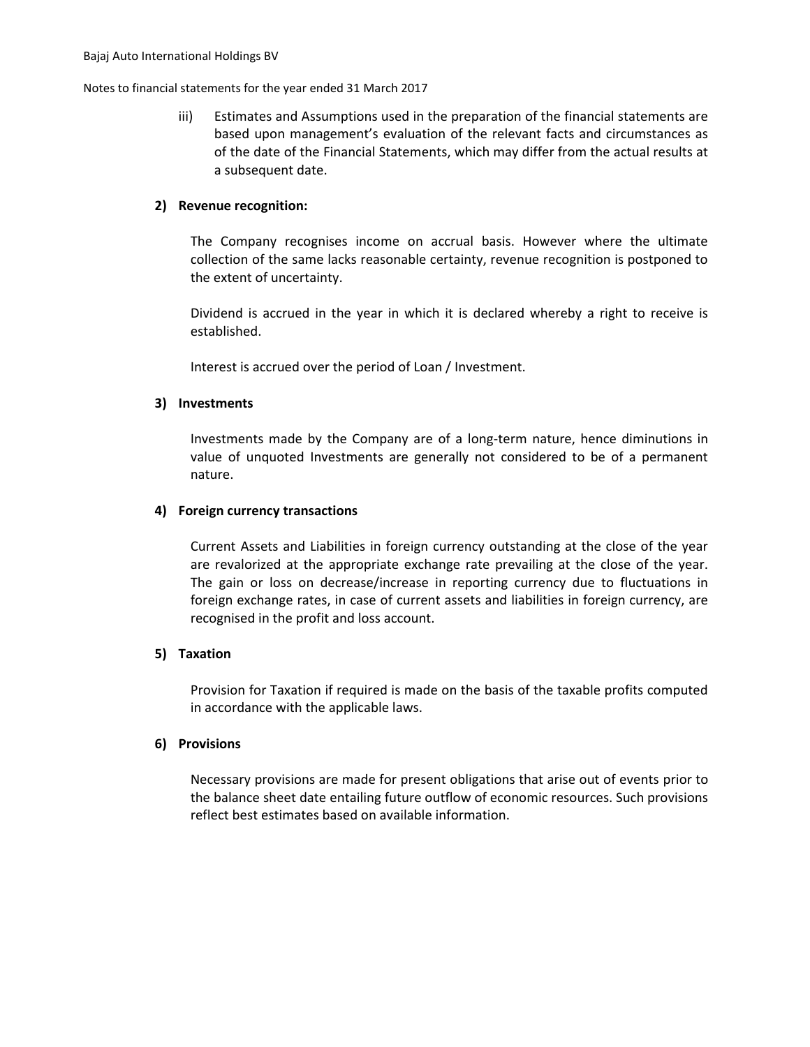iii) Estimates and Assumptions used in the preparation of the financial statements are based upon management's evaluation of the relevant facts and circumstances as of the date of the Financial Statements, which may differ from the actual results at a subsequent date.

**2) Revenue recognition:**

The Company recognises income on accrual basis. However where the ultimate collection of the same lacks reasonable certainty, revenue recognition is postponed to the extent of uncertainty.

Dividend is accrued in the year in which it is declared whereby a right to receive is established.

Interest is accrued over the period of Loan / Investment.

**3) Investments**

Investments made by the Company are of a long-term nature, hence diminutions in value of unquoted Investments are generally not considered to be of a permanent nature.

**4) Foreign currency transactions**

Current Assets and Liabilities in foreign currency outstanding at the close of the year are revalorized at the appropriate exchange rate prevailing at the close of the year. The gain or loss on decrease/increase in reporting currency due to fluctuations in foreign exchange rates, in case of current assets and liabilities in foreign currency, are recognised in the profit and loss account.

**5) Taxation**

Provision for Taxation if required is made on the basis of the taxable profits computed in accordance with the applicable laws.

**6) Provisions**

Necessary provisions are made for present obligations that arise out of events prior to the balance sheet date entailing future outflow of economic resources. Such provisions reflect best estimates based on available information.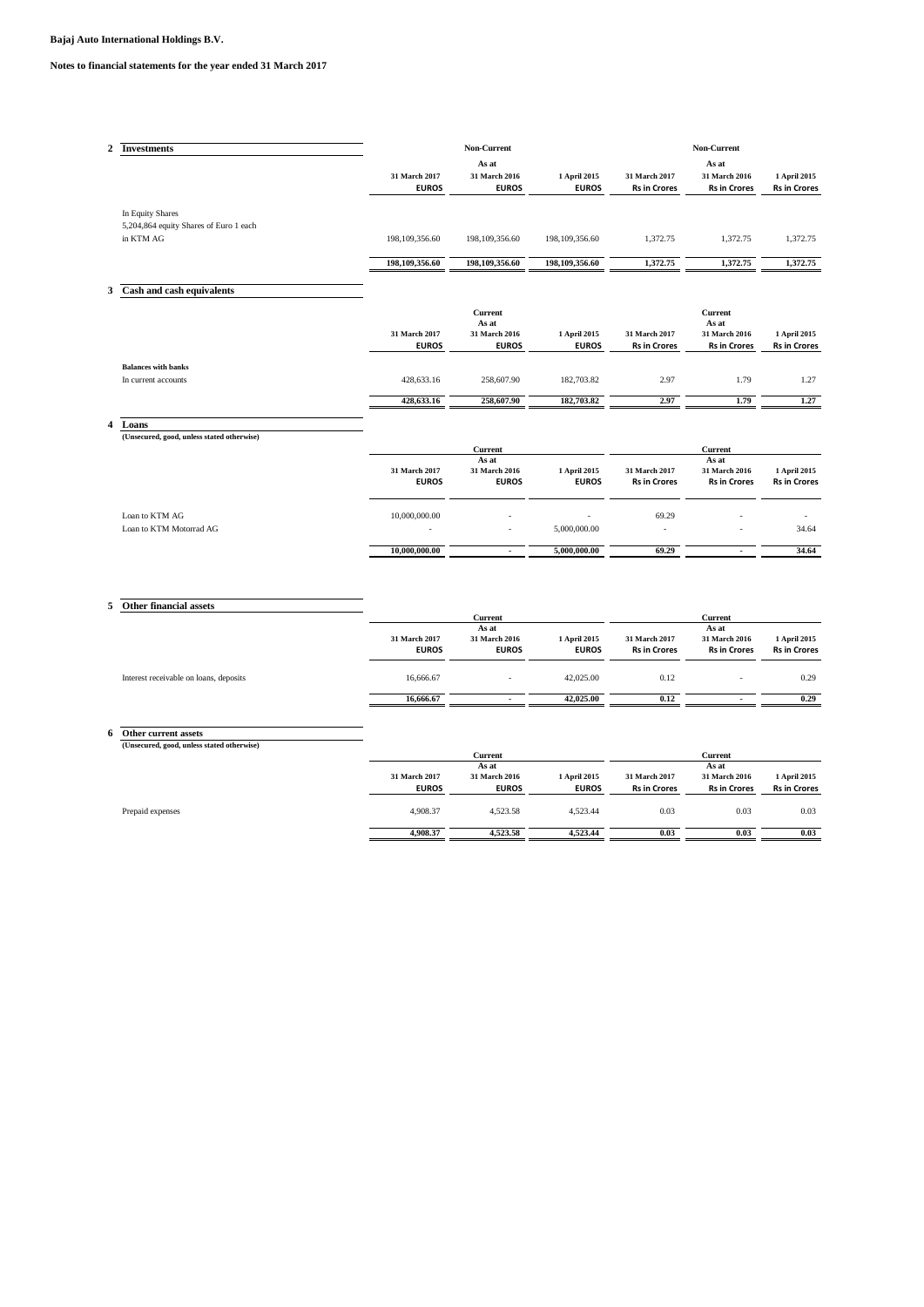**Bajaj Auto International Holdings B.V.**

**Notes to financial statements for the year ended 31 March 2017**

## 2 Investments

| | Non-Current | | | Non-Current | | |
|---|---|---|---|---|---|---|
| | As at | | | As at | | |
| | 31 March 2017 EUROS | 31 March 2016 EUROS | 1 April 2015 EUROS | 31 March 2017 Rs in Crores | 31 March 2016 Rs in Crores | 1 April 2015 Rs in Crores |
| In Equity Shares | | | | | | |
| 5,204,864 equity Shares of Euro 1 each in KTM AG | 198,109,356.60 | 198,109,356.60 | 198,109,356.60 | 1,372.75 | 1,372.75 | 1,372.75 |
| | **198,109,356.60** | **198,109,356.60** | **198,109,356.60** | **1,372.75** | **1,372.75** | **1,372.75** |

## 3 Cash and cash equivalents

| | Current | | | Current | | |
|---|---|---|---|---|---|---|
| | As at | | | As at | | |
| | 31 March 2017 EUROS | 31 March 2016 EUROS | 1 April 2015 EUROS | 31 March 2017 Rs in Crores | 31 March 2016 Rs in Crores | 1 April 2015 Rs in Crores |
| **Balances with banks** | | | | | | |
| In current accounts | 428,633.16 | 258,607.90 | 182,703.82 | 2.97 | 1.79 | 1.27 |
| | **428,633.16** | **258,607.90** | **182,703.82** | **2.97** | **1.79** | **1.27** |

## 4 Loans

**(Unsecured, good, unless stated otherwise)**

| | Current | | | Current | | |
|---|---|---|---|---|---|---|
| | As at | | | As at | | |
| | 31 March 2017 EUROS | 31 March 2016 EUROS | 1 April 2015 EUROS | 31 March 2017 Rs in Crores | 31 March 2016 Rs in Crores | 1 April 2015 Rs in Crores |
| Loan to KTM AG | 10,000,000.00 | - | - | 69.29 | - | - |
| Loan to KTM Motorrad AG | - | - | 5,000,000.00 | - | - | 34.64 |
| | **10,000,000.00** | **-** | **5,000,000.00** | **69.29** | **-** | **34.64** |

## 5 Other financial assets

| | Current | | | Current | | |
|---|---|---|---|---|---|---|
| | As at | | | As at | | |
| | 31 March 2017 EUROS | 31 March 2016 EUROS | 1 April 2015 EUROS | 31 March 2017 Rs in Crores | 31 March 2016 Rs in Crores | 1 April 2015 Rs in Crores |
| Interest receivable on loans, deposits | 16,666.67 | - | 42,025.00 | 0.12 | - | 0.29 |
| | **16,666.67** | **-** | **42,025.00** | **0.12** | **-** | **0.29** |

## 6 Other current assets

**(Unsecured, good, unless stated otherwise)**

| | Current | | | Current | | |
|---|---|---|---|---|---|---|
| | As at | | | As at | | |
| | 31 March 2017 EUROS | 31 March 2016 EUROS | 1 April 2015 EUROS | 31 March 2017 Rs in Crores | 31 March 2016 Rs in Crores | 1 April 2015 Rs in Crores |
| Prepaid expenses | 4,908.37 | 4,523.58 | 4,523.44 | 0.03 | 0.03 | 0.03 |
| | **4,908.37** | **4,523.58** | **4,523.44** | **0.03** | **0.03** | **0.03** |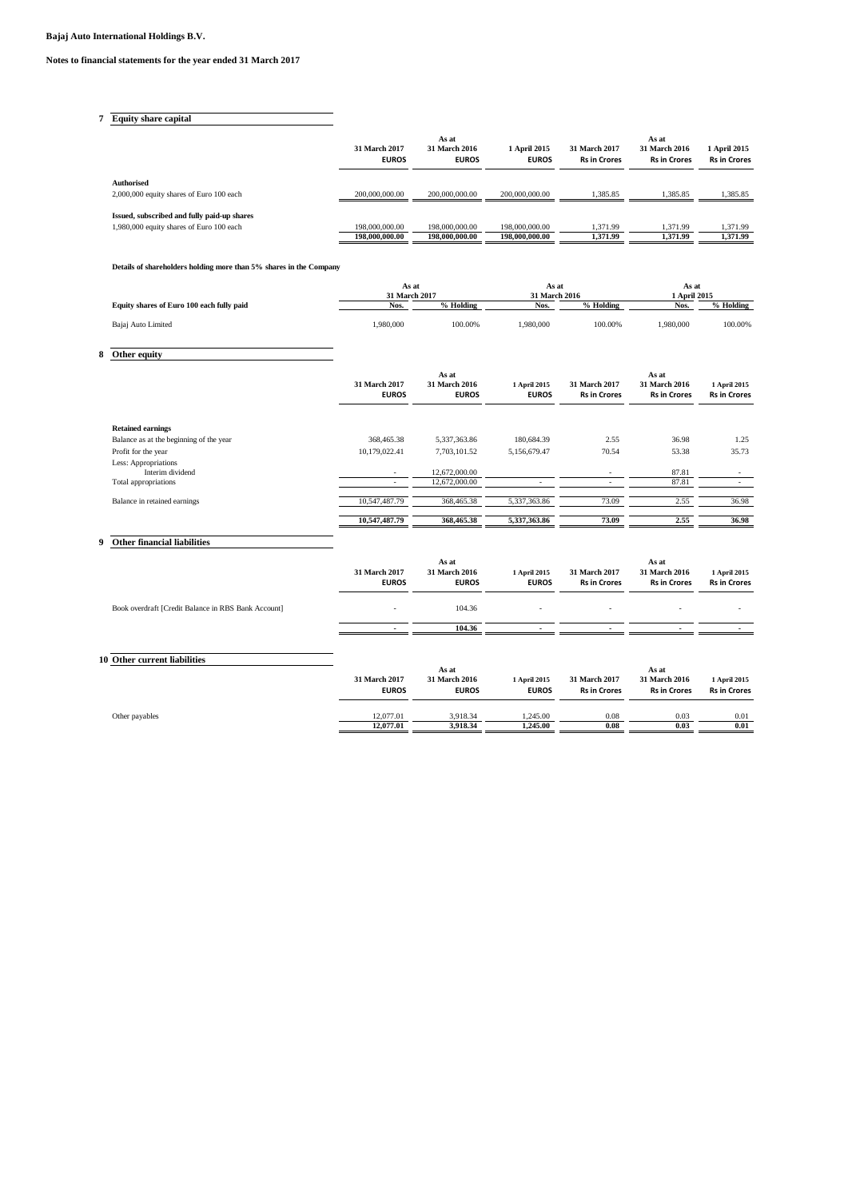**Bajaj Auto International Holdings B.V.**

**Notes to financial statements for the year ended 31 March 2017**

## 7 Equity share capital

| | 31 March 2017 EUROS | As at 31 March 2016 EUROS | 1 April 2015 EUROS | 31 March 2017 Rs in Crores | As at 31 March 2016 Rs in Crores | 1 April 2015 Rs in Crores |
|---|---|---|---|---|---|---|
| **Authorised** | | | | | | |
| 2,000,000 equity shares of Euro 100 each | 200,000,000.00 | 200,000,000.00 | 200,000,000.00 | 1,385.85 | 1,385.85 | 1,385.85 |
| **Issued, subscribed and fully paid-up shares** | | | | | | |
| 1,980,000 equity shares of Euro 100 each | 198,000,000.00 | 198,000,000.00 | 198,000,000.00 | 1,371.99 | 1,371.99 | 1,371.99 |
| | **198,000,000.00** | **198,000,000.00** | **198,000,000.00** | **1,371.99** | **1,371.99** | **1,371.99** |

**Details of shareholders holding more than 5% shares in the Company**

| | As at 31 March 2017 | | As at 31 March 2016 | | As at 1 April 2015 | |
|---|---|---|---|---|---|---|
| **Equity shares of Euro 100 each fully paid** | **Nos.** | **% Holding** | **Nos.** | **% Holding** | **Nos.** | **% Holding** |
| Bajaj Auto Limited | 1,980,000 | 100.00% | 1,980,000 | 100.00% | 1,980,000 | 100.00% |

## 8 Other equity

| | 31 March 2017 EUROS | As at 31 March 2016 EUROS | 1 April 2015 EUROS | 31 March 2017 Rs in Crores | As at 31 March 2016 Rs in Crores | 1 April 2015 Rs in Crores |
|---|---|---|---|---|---|---|
| **Retained earnings** | | | | | | |
| Balance as at the beginning of the year | 368,465.38 | 5,337,363.86 | 180,684.39 | 2.55 | 36.98 | 1.25 |
| Profit for the year | 10,179,022.41 | 7,703,101.52 | 5,156,679.47 | 70.54 | 53.38 | 35.73 |
| Less: Appropriations | | | | | | |
| Interim dividend | - | 12,672,000.00 | | - | 87.81 | - |
| Total appropriations | - | 12,672,000.00 | - | - | 87.81 | - |
| Balance in retained earnings | 10,547,487.79 | 368,465.38 | 5,337,363.86 | 73.09 | 2.55 | 36.98 |
| | **10,547,487.79** | **368,465.38** | **5,337,363.86** | **73.09** | **2.55** | **36.98** |

## 9 Other financial liabilities

| | 31 March 2017 EUROS | As at 31 March 2016 EUROS | 1 April 2015 EUROS | 31 March 2017 Rs in Crores | As at 31 March 2016 Rs in Crores | 1 April 2015 Rs in Crores |
|---|---|---|---|---|---|---|
| Book overdraft [Credit Balance in RBS Bank Account] | - | 104.36 | - | - | - | - |
| | **-** | **104.36** | **-** | **-** | **-** | **-** |

## 10 Other current liabilities

| | 31 March 2017 EUROS | As at 31 March 2016 EUROS | 1 April 2015 EUROS | 31 March 2017 Rs in Crores | As at 31 March 2016 Rs in Crores | 1 April 2015 Rs in Crores |
|---|---|---|---|---|---|---|
| Other payables | 12,077.01 | 3,918.34 | 1,245.00 | 0.08 | 0.03 | 0.01 |
| | **12,077.01** | **3,918.34** | **1,245.00** | **0.08** | **0.03** | **0.01** |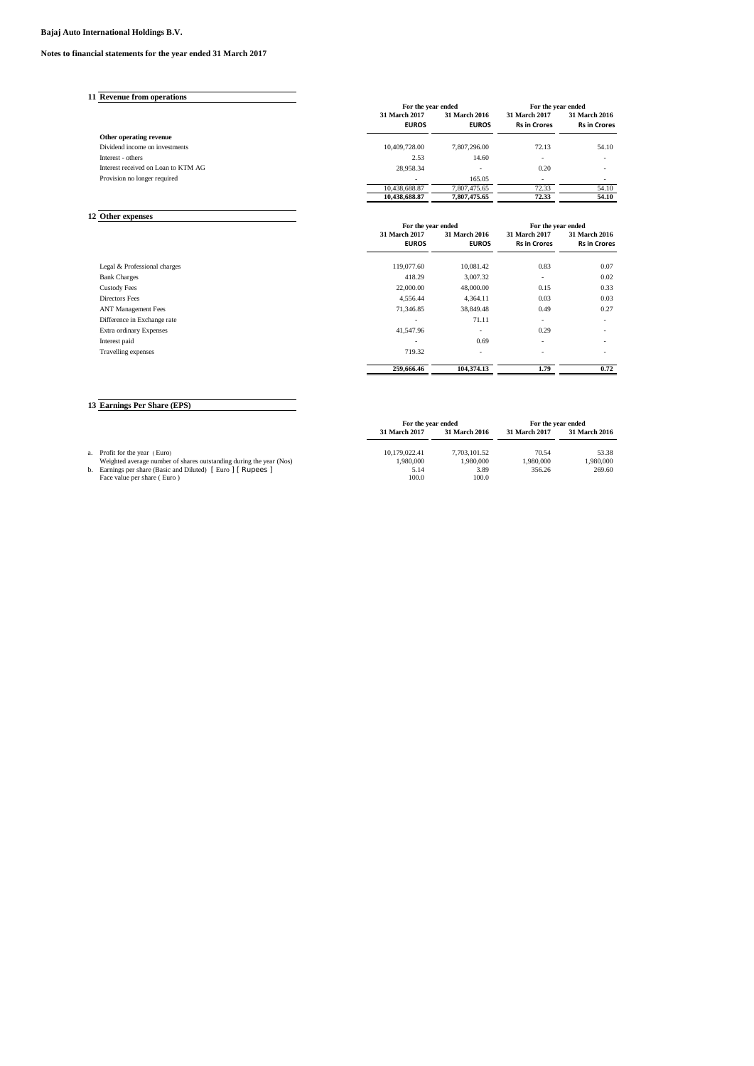**Bajaj Auto International Holdings B.V.**

**Notes to financial statements for the year ended 31 March 2017**

## 11 Revenue from operations

| | For the year ended | | For the year ended | |
|---|---|---|---|---|
| | 31 March 2017 | 31 March 2016 | 31 March 2017 | 31 March 2016 |
| | EUROS | EUROS | Rs in Crores | Rs in Crores |
| **Other operating revenue** | | | | |
| Dividend income on investments | 10,409,728.00 | 7,807,296.00 | 72.13 | 54.10 |
| Interest - others | 2.53 | 14.60 | - | - |
| Interest received on Loan to KTM AG | 28,958.34 | - | 0.20 | - |
| Provision no longer required | - | 165.05 | - | - |
| | 10,438,688.87 | 7,807,475.65 | 72.33 | 54.10 |
| | **10,438,688.87** | **7,807,475.65** | **72.33** | **54.10** |

## 12 Other expenses

| | For the year ended | | For the year ended | |
|---|---|---|---|---|
| | 31 March 2017 | 31 March 2016 | 31 March 2017 | 31 March 2016 |
| | EUROS | EUROS | Rs in Crores | Rs in Crores |
| Legal & Professional charges | 119,077.60 | 10,081.42 | 0.83 | 0.07 |
| Bank Charges | 418.29 | 3,007.32 | - | 0.02 |
| Custody Fees | 22,000.00 | 48,000.00 | 0.15 | 0.33 |
| Directors Fees | 4,556.44 | 4,364.11 | 0.03 | 0.03 |
| ANT Management Fees | 71,346.85 | 38,849.48 | 0.49 | 0.27 |
| Difference in Exchange rate | - | 71.11 | - | - |
| Extra ordinary Expenses | 41,547.96 | - | 0.29 | - |
| Interest paid | - | 0.69 | - | - |
| Travelling expenses | 719.32 | - | - | - |
| | **259,666.46** | **104,374.13** | **1.79** | **0.72** |

## 13 Earnings Per Share (EPS)

| | For the year ended | | For the year ended | |
|---|---|---|---|---|
| | 31 March 2017 | 31 March 2016 | 31 March 2017 | 31 March 2016 |
| a. Profit for the year ( Euro) | 10,179,022.41 | 7,703,101.52 | 70.54 | 53.38 |
| Weighted average number of shares outstanding during the year (Nos) | 1,980,000 | 1,980,000 | 1,980,000 | 1,980,000 |
| b. Earnings per share (Basic and Diluted) [ Euro ] [ Rupees ] | 5.14 | 3.89 | 356.26 | 269.60 |
| Face value per share ( Euro ) | 100.0 | 100.0 | | |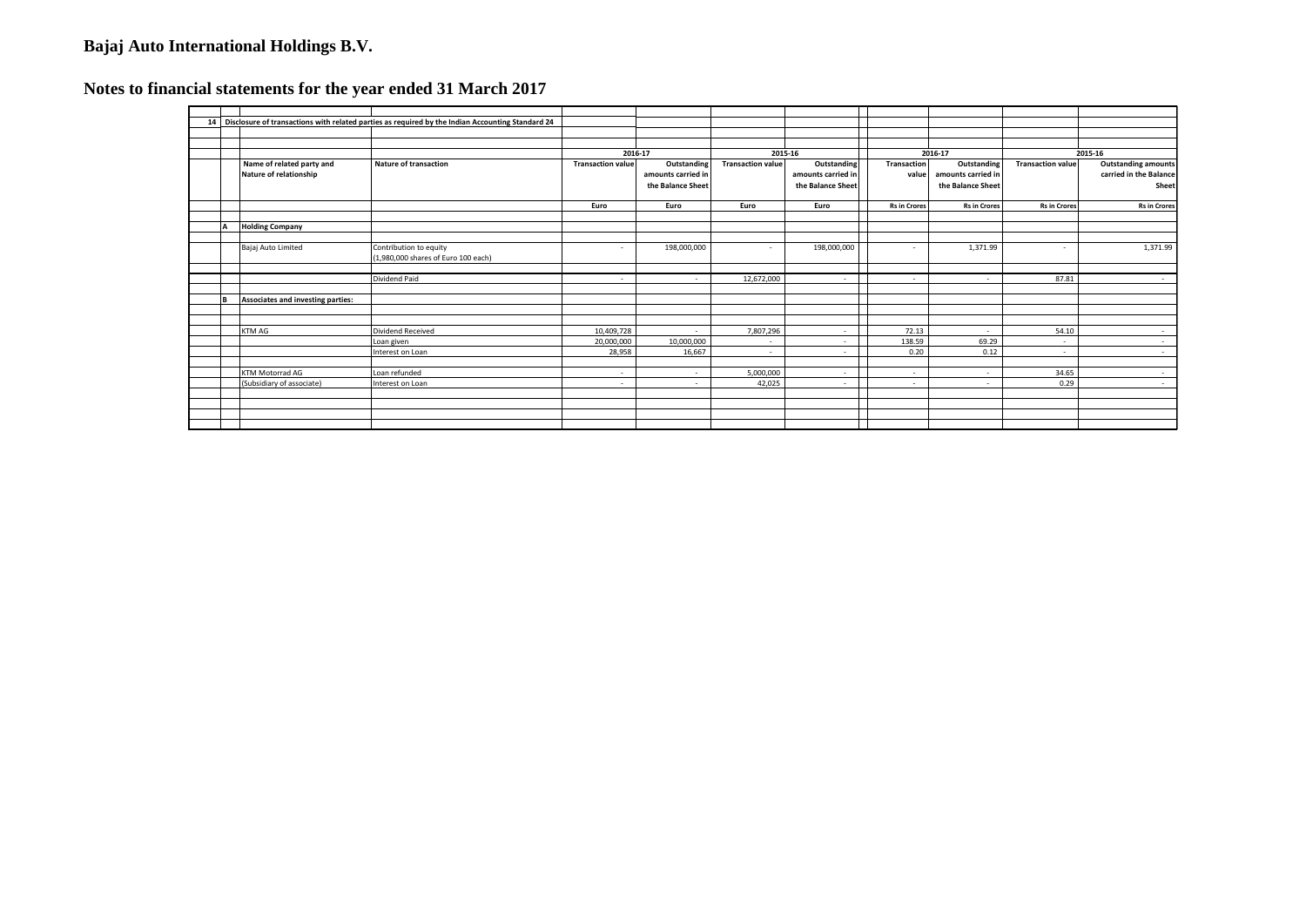# Bajaj Auto International Holdings B.V.

## Notes to financial statements for the year ended 31 March 2017

**14 Disclosure of transactions with related parties as required by the Indian Accounting Standard 24**

| | Name of related party and Nature of relationship | Nature of transaction | 2016-17 | | 2015-16 | | 2016-17 | | 2015-16 | |
|---|---|---|---|---|---|---|---|---|---|---|
| | | | Transaction value | Outstanding amounts carried in the Balance Sheet | Transaction value | Outstanding amounts carried in the Balance Sheet | Transaction value | Outstanding amounts carried in the Balance Sheet | Transaction value | Outstanding amounts carried in the Balance Sheet |
| | | | Euro | Euro | Euro | Euro | Rs in Crores | Rs in Crores | Rs in Crores | Rs in Crores |
| A | **Holding Company** | | | | | | | | | |
| | Bajaj Auto Limited | Contribution to equity (1,980,000 shares of Euro 100 each) | - | 198,000,000 | - | 198,000,000 | - | 1,371.99 | - | 1,371.99 |
| | | Dividend Paid | - | - | 12,672,000 | - | - | - | 87.81 | - |
| B | **Associates and investing parties:** | | | | | | | | | |
| | KTM AG | Dividend Received | 10,409,728 | - | 7,807,296 | - | 72.13 | - | 54.10 | - |
| | | Loan given | 20,000,000 | 10,000,000 | - | - | 138.59 | 69.29 | - | - |
| | | Interest on Loan | 28,958 | 16,667 | - | - | 0.20 | 0.12 | - | - |
| | KTM Motorrad AG | Loan refunded | - | - | 5,000,000 | - | - | - | 34.65 | - |
| | (Subsidiary of associate) | Interest on Loan | - | - | 42,025 | - | - | - | 0.29 | - |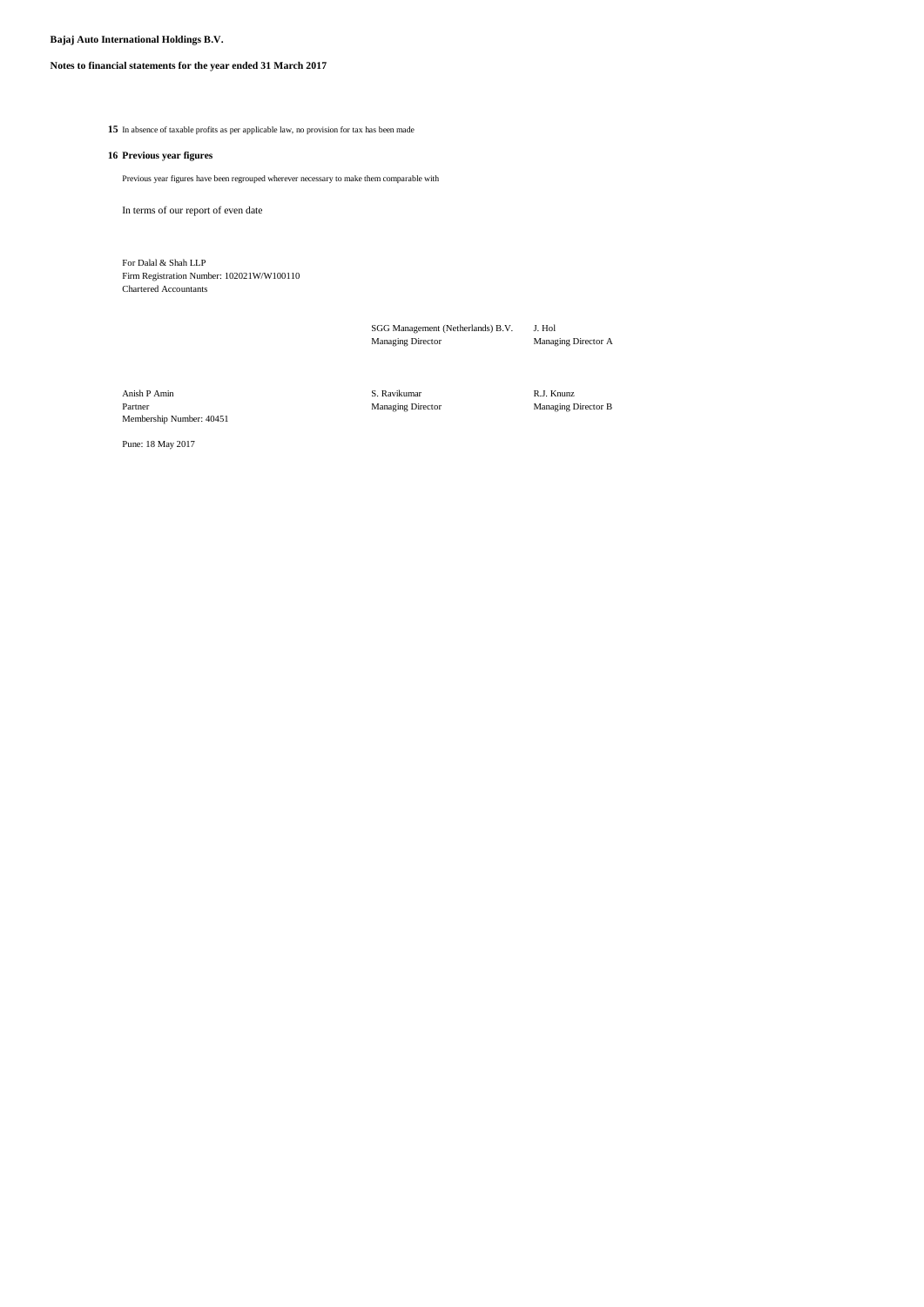**Bajaj Auto International Holdings B.V.**

**Notes to financial statements for the year ended 31 March 2017**

**15** In absence of taxable profits as per applicable law, no provision for tax has been made

**16 Previous year figures**

Previous year figures have been regrouped wherever necessary to make them comparable with

In terms of our report of even date

For Dalal & Shah LLP
Firm Registration Number: 102021W/W100110
Chartered Accountants

| | | |
|---|---|---|
| | SGG Management (Netherlands) B.V.<br>Managing Director | J. Hol<br>Managing Director A |
| Anish P Amin<br>Partner<br>Membership Number: 40451 | S. Ravikumar<br>Managing Director | R.J. Knunz<br>Managing Director B |

Pune: 18 May 2017